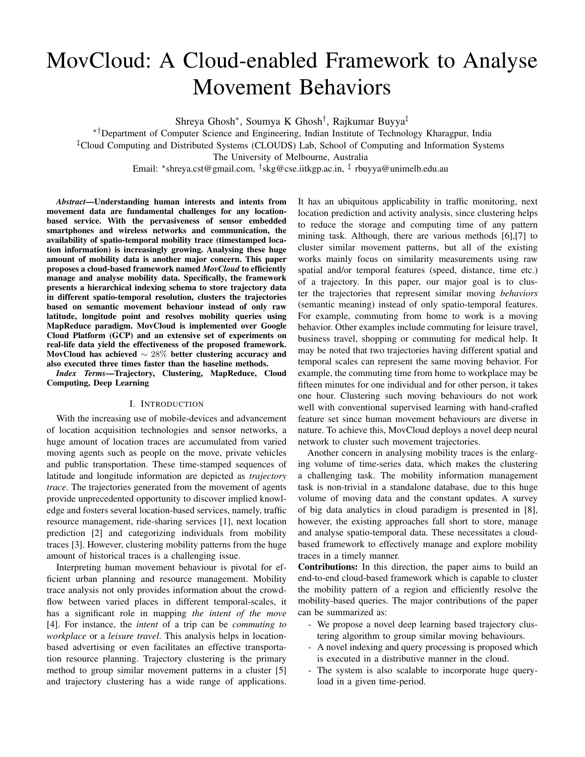# MovCloud: A Cloud-enabled Framework to Analyse Movement Behaviors

Shreya Ghosh[*], Soumya K Ghosh[†], Rajkumar Buyya[‡]

[*†]Department of Computer Science and Engineering, Indian Institute of Technology Kharagpur, India

[‡]Cloud Computing and Distributed Systems (CLOUDS) Lab, School of Computing and Information Systems

The University of Melbourne, Australia

Email: [*]shreya.cst@gmail.com, [†]skg@cse.iitkgp.ac.in, [‡] rbuyya@unimelb.edu.au

***Abstract*—Understanding human interests and intents from movement data are fundamental challenges for any location-based service. With the pervasiveness of sensor embedded smartphones and wireless networks and communication, the availability of spatio-temporal mobility trace (timestamped location information) is increasingly growing. Analysing these huge amount of mobility data is another major concern. This paper proposes a cloud-based framework named *MovCloud* to efficiently manage and analyse mobility data. Specifically, the framework presents a hierarchical indexing schema to store trajectory data in different spatio-temporal resolution, clusters the trajectories based on semantic movement behaviour instead of only raw latitude, longitude point and resolves mobility queries using MapReduce paradigm. MovCloud is implemented over Google Cloud Platform (GCP) and an extensive set of experiments on real-life data yield the effectiveness of the proposed framework. MovCloud has achieved $\sim 28\%$ better clustering accuracy and also executed three times faster than the baseline methods.**

***Index Terms*—Trajectory, Clustering, MapReduce, Cloud Computing, Deep Learning**

## I. Introduction

With the increasing use of mobile-devices and advancement of location acquisition technologies and sensor networks, a huge amount of location traces are accumulated from varied moving agents such as people on the move, private vehicles and public transportation. These time-stamped sequences of latitude and longitude information are depicted as *trajectory trace*. The trajectories generated from the movement of agents provide unprecedented opportunity to discover implied knowledge and fosters several location-based services, namely, traffic resource management, ride-sharing services [1], next location prediction [2] and categorizing individuals from mobility traces [3]. However, clustering mobility patterns from the huge amount of historical traces is a challenging issue.

Interpreting human movement behaviour is pivotal for efficient urban planning and resource management. Mobility trace analysis not only provides information about the crowd-flow between varied places in different temporal-scales, it has a significant role in mapping *the intent of the move* [4]. For instance, the *intent* of a trip can be *commuting to workplace* or a *leisure travel*. This analysis helps in location-based advertising or even facilitates an effective transportation resource planning. Trajectory clustering is the primary method to group similar movement patterns in a cluster [5] and trajectory clustering has a wide range of applications. It has an ubiquitous applicability in traffic monitoring, next location prediction and activity analysis, since clustering helps to reduce the storage and computing time of any pattern mining task. Although, there are various methods [6],[7] to cluster similar movement patterns, but all of the existing works mainly focus on similarity measurements using raw spatial and/or temporal features (speed, distance, time etc.) of a trajectory. In this paper, our major goal is to cluster the trajectories that represent similar moving *behaviors* (semantic meaning) instead of only spatio-temporal features. For example, commuting from home to work is a moving behavior. Other examples include commuting for leisure travel, business travel, shopping or commuting for medical help. It may be noted that two trajectories having different spatial and temporal scales can represent the same moving behavior. For example, the commuting time from home to workplace may be fifteen minutes for one individual and for other person, it takes one hour. Clustering such moving behaviours do not work well with conventional supervised learning with hand-crafted feature set since human movement behaviours are diverse in nature. To achieve this, MovCloud deploys a novel deep neural network to cluster such movement trajectories.

Another concern in analysing mobility traces is the enlarging volume of time-series data, which makes the clustering a challenging task. The mobility information management task is non-trivial in a standalone database, due to this huge volume of moving data and the constant updates. A survey of big data analytics in cloud paradigm is presented in [8], however, the existing approaches fall short to store, manage and analyse spatio-temporal data. These necessitates a cloud-based framework to effectively manage and explore mobility traces in a timely manner.

**Contributions:** In this direction, the paper aims to build an end-to-end cloud-based framework which is capable to cluster the mobility pattern of a region and efficiently resolve the mobility-based queries. The major contributions of the paper can be summarized as:

- We propose a novel deep learning based trajectory clustering algorithm to group similar moving behaviours.
- A novel indexing and query processing is proposed which is executed in a distributive manner in the cloud.
- The system is also scalable to incorporate huge query-load in a given time-period.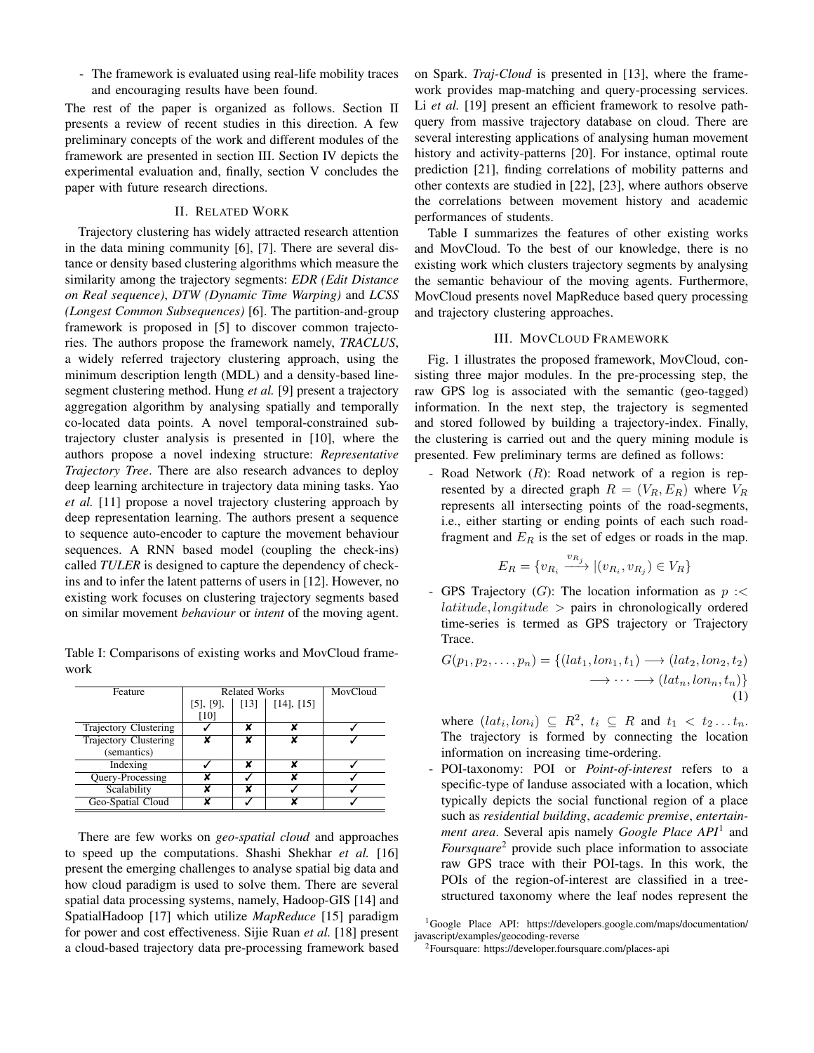- The framework is evaluated using real-life mobility traces and encouraging results have been found.

The rest of the paper is organized as follows. Section II presents a review of recent studies in this direction. A few preliminary concepts of the work and different modules of the framework are presented in section III. Section IV depicts the experimental evaluation and, finally, section V concludes the paper with future research directions.

## II. Related Work

Trajectory clustering has widely attracted research attention in the data mining community [6], [7]. There are several distance or density based clustering algorithms which measure the similarity among the trajectory segments: ***EDR (Edit Distance on Real sequence)***, ***DTW (Dynamic Time Warping)*** and ***LCSS (Longest Common Subsequences)*** [6]. The partition-and-group framework is proposed in [5] to discover common trajectories. The authors propose the framework namely, ***TRACLUS***, a widely referred trajectory clustering approach, using the minimum description length (MDL) and a density-based line-segment clustering method. Hung *et al.* [9] present a trajectory aggregation algorithm by analysing spatially and temporally co-located data points. A novel temporal-constrained sub-trajectory cluster analysis is presented in [10], where the authors propose a novel indexing structure: ***Representative Trajectory Tree***. There are also research advances to deploy deep learning architecture in trajectory data mining tasks. Yao *et al.* [11] propose a novel trajectory clustering approach by deep representation learning. The authors present a sequence to sequence auto-encoder to capture the movement behaviour sequences. A RNN based model (coupling the check-ins) called ***TULER*** is designed to capture the dependency of check-ins and to infer the latent patterns of users in [12]. However, no existing work focuses on clustering trajectory segments based on similar movement *behaviour* or *intent* of the moving agent.

Table I: Comparisons of existing works and MovCloud framework

| Feature | Related Works | | | MovCloud |
|---|---|---|---|---|
| | [5], [9], [10] | [13] | [14], [15] | |
| Trajectory Clustering | ✓ | ✘ | ✘ | ✓ |
| Trajectory Clustering (semantics) | ✘ | ✘ | ✘ | ✓ |
| Indexing | ✓ | ✘ | ✘ | ✓ |
| Query-Processing | ✘ | ✓ | ✘ | ✓ |
| Scalability | ✘ | ✘ | ✓ | ✓ |
| Geo-Spatial Cloud | ✘ | ✓ | ✘ | ✓ |

There are few works on *geo-spatial cloud* and approaches to speed up the computations. Shashi Shekhar *et al.* [16] present the emerging challenges to analyse spatial big data and how cloud paradigm is used to solve them. There are several spatial data processing systems, namely, Hadoop-GIS [14] and SpatialHadoop [17] which utilize *MapReduce* [15] paradigm for power and cost effectiveness. Sijie Ruan *et al.* [18] present a cloud-based trajectory data pre-processing framework based on Spark. *Traj-Cloud* is presented in [13], where the framework provides map-matching and query-processing services. Li *et al.* [19] present an efficient framework to resolve path-query from massive trajectory database on cloud. There are several interesting applications of analysing human movement history and activity-patterns [20]. For instance, optimal route prediction [21], finding correlations of mobility patterns and other contexts are studied in [22], [23], where authors observe the correlations between movement history and academic performances of students.

Table I summarizes the features of other existing works and MovCloud. To the best of our knowledge, there is no existing work which clusters trajectory segments by analysing the semantic behaviour of the moving agents. Furthermore, MovCloud presents novel MapReduce based query processing and trajectory clustering approaches.

## III. MovCloud Framework

Fig. 1 illustrates the proposed framework, MovCloud, consisting three major modules. In the pre-processing step, the raw GPS log is associated with the semantic (geo-tagged) information. In the next step, the trajectory is segmented and stored followed by building a trajectory-index. Finally, the clustering is carried out and the query mining module is presented. Few preliminary terms are defined as follows:

- Road Network ($R$): Road network of a region is represented by a directed graph $R = (V_R, E_R)$ where $V_R$ represents all intersecting points of the road-segments, i.e., either starting or ending points of each such road-fragment and $E_R$ is the set of edges or roads in the map.

$$E_R = \{v_{R_i} \xrightarrow{v_{R_j}} |(v_{R_i}, v_{R_j}) \in V_R\}$$

- GPS Trajectory ($G$): The location information as $p :< latitude, longitude >$ pairs in chronologically ordered time-series is termed as GPS trajectory or Trajectory Trace.

$$G(p_1, p_2, \ldots, p_n) = \{(lat_1, lon_1, t_1) \longrightarrow (lat_2, lon_2, t_2) \longrightarrow \cdots \longrightarrow (lat_n, lon_n, t_n)\} \quad (1)$$

where $(lat_i, lon_i) \subseteq R^2$, $t_i \subseteq R$ and $t_1 < t_2 \ldots t_n$. The trajectory is formed by connecting the location information on increasing time-ordering.

- POI-taxonomy: POI or *Point-of-interest* refers to a specific-type of landuse associated with a location, which typically depicts the social functional region of a place such as *residential building*, *academic premise*, *entertainment area*. Several apis namely *Google Place API*[1] and *Foursquare*[2] provide such place information to associate raw GPS trace with their POI-tags. In this work, the POIs of the region-of-interest are classified in a tree-structured taxonomy where the leaf nodes represent the

[1] Google Place API: https://developers.google.com/maps/documentation/javascript/examples/geocoding-reverse

[2] Foursquare: https://developer.foursquare.com/places-api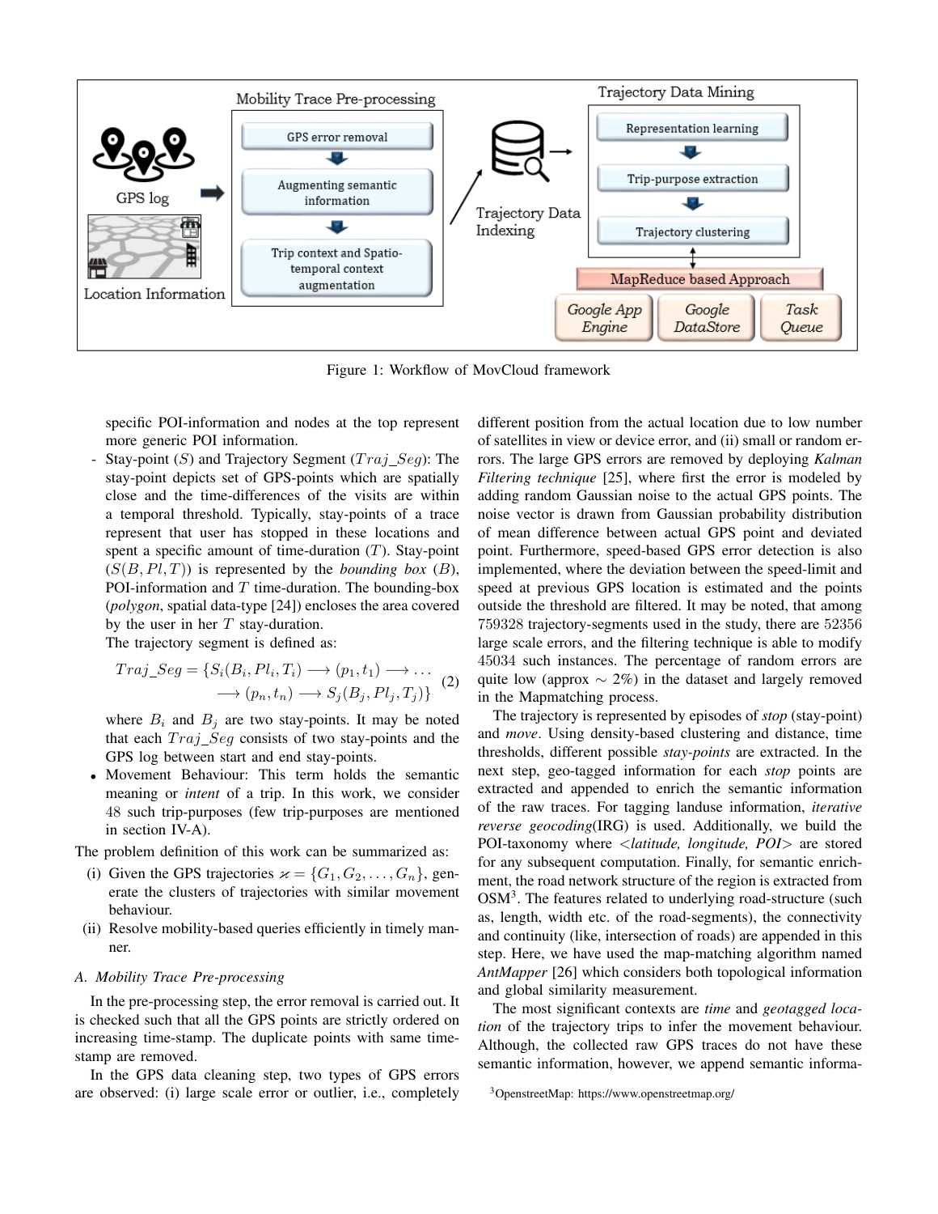Figure 1: Workflow of MovCloud framework

specific POI-information and nodes at the top represent more generic POI information.

- Stay-point ($S$) and Trajectory Segment ($Traj\_Seg$): The stay-point depicts set of GPS-points which are spatially close and the time-differences of the visits are within a temporal threshold. Typically, stay-points of a trace represent that user has stopped in these locations and spent a specific amount of time-duration ($T$). Stay-point ($S(B, Pl, T)$) is represented by the *bounding box* ($B$), POI-information and $T$ time-duration. The bounding-box (*polygon*, spatial data-type [24]) encloses the area covered by the user in her $T$ stay-duration.

  The trajectory segment is defined as:

$$Traj\_Seg = \{S_i(B_i, Pl_i, T_i) \longrightarrow (p_1, t_1) \longrightarrow \dots \longrightarrow (p_n, t_n) \longrightarrow S_j(B_j, Pl_j, T_j)\} \quad (2)$$

  where $B_i$ and $B_j$ are two stay-points. It may be noted that each $Traj\_Seg$ consists of two stay-points and the GPS log between start and end stay-points.

- Movement Behaviour: This term holds the semantic meaning or *intent* of a trip. In this work, we consider 48 such trip-purposes (few trip-purposes are mentioned in section IV-A).

The problem definition of this work can be summarized as:

(i) Given the GPS trajectories $\varkappa = \{G_1, G_2, \dots, G_n\}$, generate the clusters of trajectories with similar movement behaviour.

(ii) Resolve mobility-based queries efficiently in timely manner.

### A. Mobility Trace Pre-processing

In the pre-processing step, the error removal is carried out. It is checked such that all the GPS points are strictly ordered on increasing time-stamp. The duplicate points with same time-stamp are removed.

In the GPS data cleaning step, two types of GPS errors are observed: (i) large scale error or outlier, i.e., completely different position from the actual location due to low number of satellites in view or device error, and (ii) small or random errors. The large GPS errors are removed by deploying *Kalman Filtering technique* [25], where first the error is modeled by adding random Gaussian noise to the actual GPS points. The noise vector is drawn from Gaussian probability distribution of mean difference between actual GPS point and deviated point. Furthermore, speed-based GPS error detection is also implemented, where the deviation between the speed-limit and speed at previous GPS location is estimated and the points outside the threshold are filtered. It may be noted, that among 759328 trajectory-segments used in the study, there are 52356 large scale errors, and the filtering technique is able to modify 45034 such instances. The percentage of random errors are quite low (approx $\sim 2\%$) in the dataset and largely removed in the Mapmatching process.

The trajectory is represented by episodes of *stop* (stay-point) and *move*. Using density-based clustering and distance, time thresholds, different possible *stay-points* are extracted. In the next step, geo-tagged information for each *stop* points are extracted and appended to enrich the semantic information of the raw traces. For tagging landuse information, *iterative reverse geocoding*(IRG) is used. Additionally, we build the POI-taxonomy where <*latitude, longitude, POI*> are stored for any subsequent computation. Finally, for semantic enrichment, the road network structure of the region is extracted from OSM[3]. The features related to underlying road-structure (such as, length, width etc. of the road-segments), the connectivity and continuity (like, intersection of roads) are appended in this step. Here, we have used the map-matching algorithm named *AntMapper* [26] which considers both topological information and global similarity measurement.

The most significant contexts are *time* and *geotagged location* of the trajectory trips to infer the movement behaviour. Although, the collected raw GPS traces do not have these semantic information, however, we append semantic informa-

[3] OpenstreetMap: https://www.openstreetmap.org/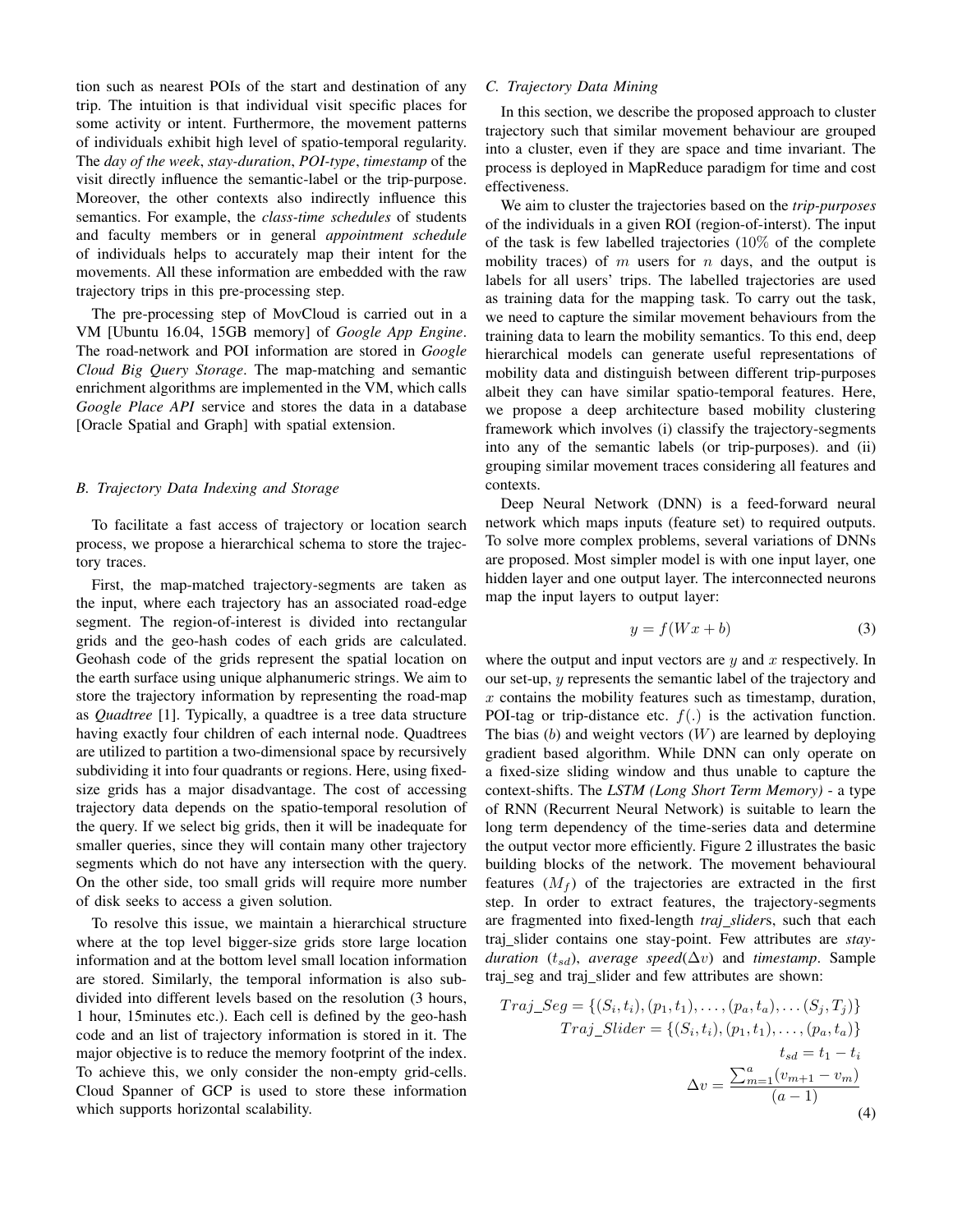tion such as nearest POIs of the start and destination of any trip. The intuition is that individual visit specific places for some activity or intent. Furthermore, the movement patterns of individuals exhibit high level of spatio-temporal regularity. The *day of the week*, *stay-duration*, *POI-type*, *timestamp* of the visit directly influence the semantic-label or the trip-purpose. Moreover, the other contexts also indirectly influence this semantics. For example, the *class-time schedules* of students and faculty members or in general *appointment schedule* of individuals helps to accurately map their intent for the movements. All these information are embedded with the raw trajectory trips in this pre-processing step.

The pre-processing step of MovCloud is carried out in a VM [Ubuntu 16.04, 15GB memory] of *Google App Engine*. The road-network and POI information are stored in *Google Cloud Big Query Storage*. The map-matching and semantic enrichment algorithms are implemented in the VM, which calls *Google Place API* service and stores the data in a database [Oracle Spatial and Graph] with spatial extension.

### B. Trajectory Data Indexing and Storage

To facilitate a fast access of trajectory or location search process, we propose a hierarchical schema to store the trajectory traces.

First, the map-matched trajectory-segments are taken as the input, where each trajectory has an associated road-edge segment. The region-of-interest is divided into rectangular grids and the geo-hash codes of each grids are calculated. Geohash code of the grids represent the spatial location on the earth surface using unique alphanumeric strings. We aim to store the trajectory information by representing the road-map as *Quadtree* [1]. Typically, a quadtree is a tree data structure having exactly four children of each internal node. Quadtrees are utilized to partition a two-dimensional space by recursively subdividing it into four quadrants or regions. Here, using fixed-size grids has a major disadvantage. The cost of accessing trajectory data depends on the spatio-temporal resolution of the query. If we select big grids, then it will be inadequate for smaller queries, since they will contain many other trajectory segments which do not have any intersection with the query. On the other side, too small grids will require more number of disk seeks to access a given solution.

To resolve this issue, we maintain a hierarchical structure where at the top level bigger-size grids store large location information and at the bottom level small location information are stored. Similarly, the temporal information is also sub-divided into different levels based on the resolution (3 hours, 1 hour, 15minutes etc.). Each cell is defined by the geo-hash code and an list of trajectory information is stored in it. The major objective is to reduce the memory footprint of the index. To achieve this, we only consider the non-empty grid-cells. Cloud Spanner of GCP is used to store these information which supports horizontal scalability.

### C. Trajectory Data Mining

In this section, we describe the proposed approach to cluster trajectory such that similar movement behaviour are grouped into a cluster, even if they are space and time invariant. The process is deployed in MapReduce paradigm for time and cost effectiveness.

We aim to cluster the trajectories based on the *trip-purposes* of the individuals in a given ROI (region-of-interst). The input of the task is few labelled trajectories (10% of the complete mobility traces) of $m$ users for $n$ days, and the output is labels for all users' trips. The labelled trajectories are used as training data for the mapping task. To carry out the task, we need to capture the similar movement behaviours from the training data to learn the mobility semantics. To this end, deep hierarchical models can generate useful representations of mobility data and distinguish between different trip-purposes albeit they can have similar spatio-temporal features. Here, we propose a deep architecture based mobility clustering framework which involves (i) classify the trajectory-segments into any of the semantic labels (or trip-purposes). and (ii) grouping similar movement traces considering all features and contexts.

Deep Neural Network (DNN) is a feed-forward neural network which maps inputs (feature set) to required outputs. To solve more complex problems, several variations of DNNs are proposed. Most simpler model is with one input layer, one hidden layer and one output layer. The interconnected neurons map the input layers to output layer:

$$y = f(Wx + b) \tag{3}$$

where the output and input vectors are $y$ and $x$ respectively. In our set-up, $y$ represents the semantic label of the trajectory and $x$ contains the mobility features such as timestamp, duration, POI-tag or trip-distance etc. $f(.)$ is the activation function. The bias ($b$) and weight vectors ($W$) are learned by deploying gradient based algorithm. While DNN can only operate on a fixed-size sliding window and thus unable to capture the context-shifts. The *LSTM (Long Short Term Memory)* - a type of RNN (Recurrent Neural Network) is suitable to learn the long term dependency of the time-series data and determine the output vector more efficiently. Figure 2 illustrates the basic building blocks of the network. The movement behavioural features ($M_f$) of the trajectories are extracted in the first step. In order to extract features, the trajectory-segments are fragmented into fixed-length *traj_slider*s, such that each traj_slider contains one stay-point. Few attributes are *stay-duration* ($t_{sd}$), *average speed*($\Delta v$) and *timestamp*. Sample traj_seg and traj_slider and few attributes are shown:

$$\begin{aligned} Traj\_Seg &= \{(S_i, t_i), (p_1, t_1), \ldots, (p_a, t_a), \ldots (S_j, T_j)\} \\ Traj\_Slider &= \{(S_i, t_i), (p_1, t_1), \ldots, (p_a, t_a)\} \\ t_{sd} &= t_1 - t_i \\ \Delta v &= \frac{\sum_{m=1}^{a}(v_{m+1} - v_m)}{(a-1)} \end{aligned} \tag{4}$$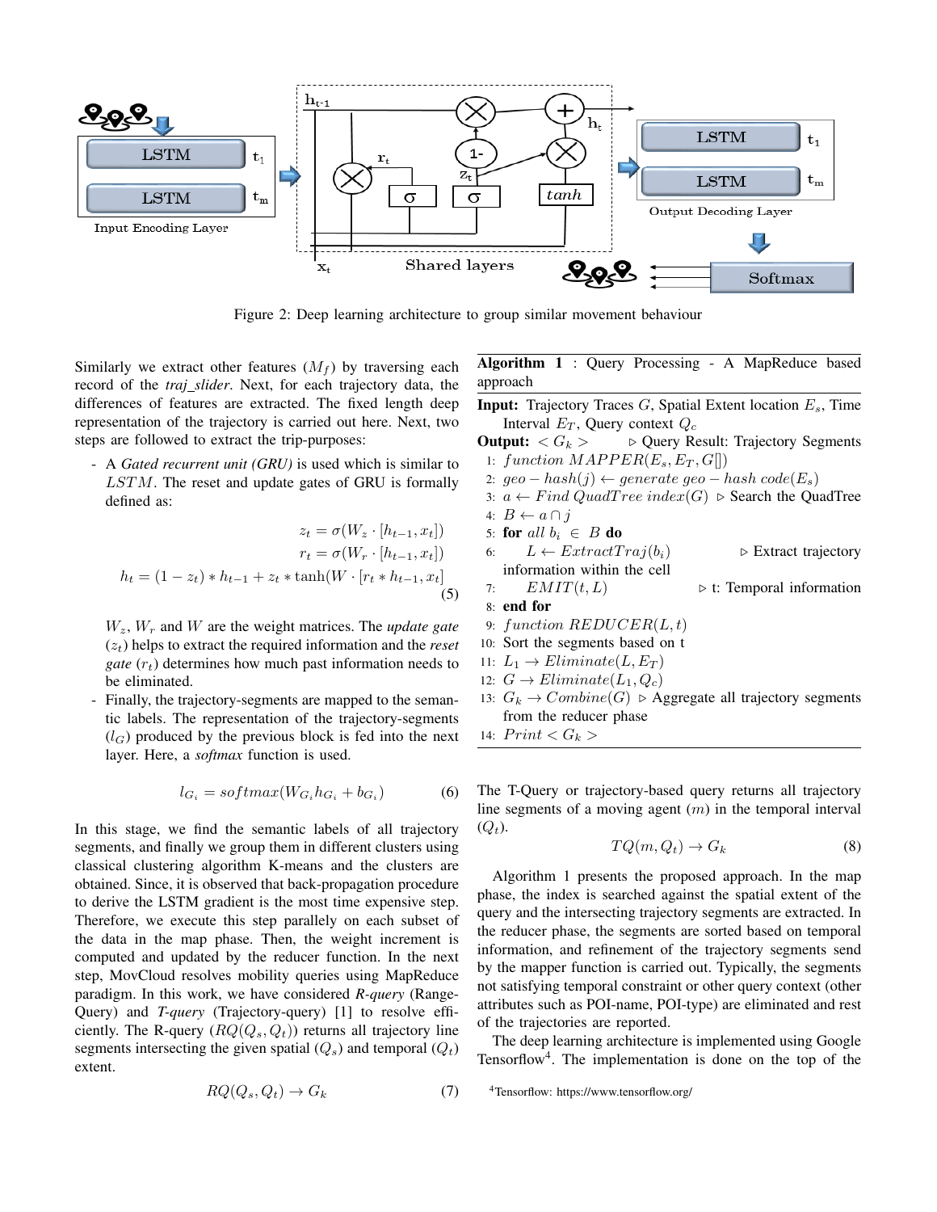Figure 2: Deep learning architecture to group similar movement behaviour

Similarly we extract other features ($M_f$) by traversing each record of the *traj_slider*. Next, for each trajectory data, the differences of features are extracted. The fixed length deep representation of the trajectory is carried out here. Next, two steps are followed to extract the trip-purposes:

- A *Gated recurrent unit (GRU)* is used which is similar to $LSTM$. The reset and update gates of GRU is formally defined as:

$$
\begin{aligned}
z_t &= \sigma(W_z \cdot [h_{t-1}, x_t]) \\
r_t &= \sigma(W_r \cdot [h_{t-1}, x_t]) \\
h_t &= (1 - z_t) * h_{t-1} + z_t * \tanh(W \cdot [r_t * h_{t-1}, x_t]
\end{aligned}
\tag{5}
$$

  $W_z$, $W_r$ and $W$ are the weight matrices. The *update gate* ($z_t$) helps to extract the required information and the *reset gate* ($r_t$) determines how much past information needs to be eliminated.

- Finally, the trajectory-segments are mapped to the semantic labels. The representation of the trajectory-segments ($l_G$) produced by the previous block is fed into the next layer. Here, a *softmax* function is used.

$$
l_{G_i} = softmax(W_{G_i} h_{G_i} + b_{G_i}) \tag{6}
$$

In this stage, we find the semantic labels of all trajectory segments, and finally we group them in different clusters using classical clustering algorithm K-means and the clusters are obtained. Since, it is observed that back-propagation procedure to derive the LSTM gradient is the most time expensive step. Therefore, we execute this step parallely on each subset of the data in the map phase. Then, the weight increment is computed and updated by the reducer function. In the next step, MovCloud resolves mobility queries using MapReduce paradigm. In this work, we have considered *R-query* (Range-Query) and *T-query* (Trajectory-query) [1] to resolve efficiently. The R-query ($RQ(Q_s, Q_t)$) returns all trajectory line segments intersecting the given spatial ($Q_s$) and temporal ($Q_t$) extent.

$$
RQ(Q_s, Q_t) \rightarrow G_k \tag{7}
$$

**Algorithm 1** : Query Processing - A MapReduce based approach

**Input:** Trajectory Traces $G$, Spatial Extent location $E_s$, Time Interval $E_T$, Query context $Q_c$
**Output:** $< G_k >$ ▷ Query Result: Trajectory Segments

1: $function\ MAPPER(E_s, E_T, G[])$
2: $geo - hash(j) \leftarrow generate\ geo - hash\ code(E_s)$
3: $a \leftarrow Find\ QuadTree\ index(G)$ ▷ Search the QuadTree
4: $B \leftarrow a \cap j$
5: **for** $all\ b_i\ \in\ B$ **do**
6: $L \leftarrow ExtractTraj(b_i)$ ▷ Extract trajectory information within the cell
7: $EMIT(t, L)$ ▷ t: Temporal information
8: **end for**
9: $function\ REDUCER(L, t)$
10: Sort the segments based on t
11: $L_1 \rightarrow Eliminate(L, E_T)$
12: $G \rightarrow Eliminate(L_1, Q_c)$
13: $G_k \rightarrow Combine(G)$ ▷ Aggregate all trajectory segments from the reducer phase
14: $Print < G_k >$

The T-Query or trajectory-based query returns all trajectory line segments of a moving agent ($m$) in the temporal interval ($Q_t$).

$$
TQ(m, Q_t) \rightarrow G_k \tag{8}
$$

Algorithm 1 presents the proposed approach. In the map phase, the index is searched against the spatial extent of the query and the intersecting trajectory segments are extracted. In the reducer phase, the segments are sorted based on temporal information, and refinement of the trajectory segments send by the mapper function is carried out. Typically, the segments not satisfying temporal constraint or other query context (other attributes such as POI-name, POI-type) are eliminated and rest of the trajectories are reported.

The deep learning architecture is implemented using Google Tensorflow[4]. The implementation is done on the top of the

[4] Tensorflow: https://www.tensorflow.org/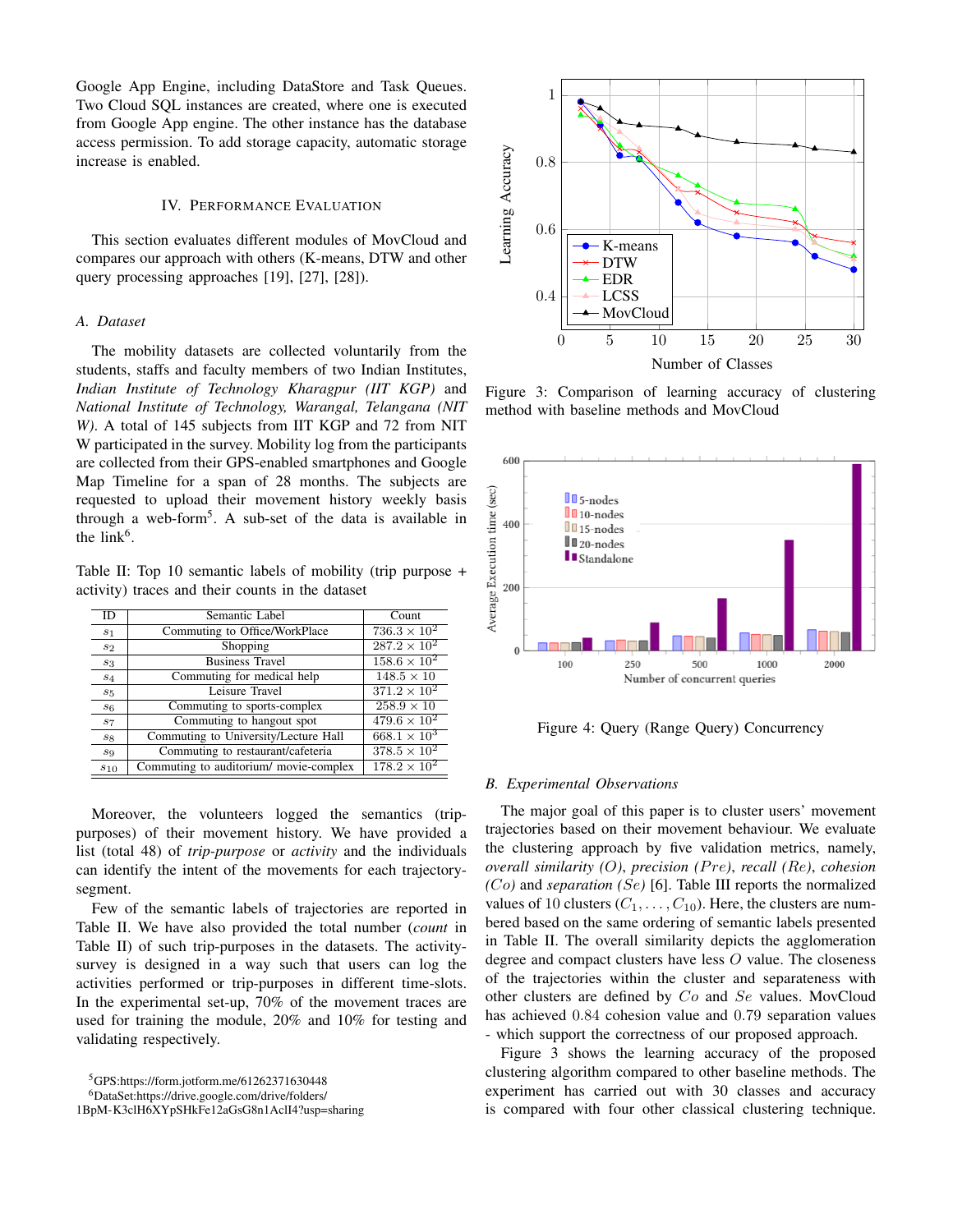Google App Engine, including DataStore and Task Queues. Two Cloud SQL instances are created, where one is executed from Google App engine. The other instance has the database access permission. To add storage capacity, automatic storage increase is enabled.

## IV. Performance Evaluation

This section evaluates different modules of MovCloud and compares our approach with others (K-means, DTW and other query processing approaches [19], [27], [28]).

### A. Dataset

The mobility datasets are collected voluntarily from the students, staffs and faculty members of two Indian Institutes, *Indian Institute of Technology Kharagpur (IIT KGP)* and *National Institute of Technology, Warangal, Telangana (NIT W)*. A total of 145 subjects from IIT KGP and 72 from NIT W participated in the survey. Mobility log from the participants are collected from their GPS-enabled smartphones and Google Map Timeline for a span of 28 months. The subjects are requested to upload their movement history weekly basis through a web-form[5]. A sub-set of the data is available in the link[6].

Table II: Top 10 semantic labels of mobility (trip purpose + activity) traces and their counts in the dataset

| ID | Semantic Label | Count |
|---|---|---|
| $s_1$ | Commuting to Office/WorkPlace | $736.3 \times 10^2$ |
| $s_2$ | Shopping | $287.2 \times 10^2$ |
| $s_3$ | Business Travel | $158.6 \times 10^2$ |
| $s_4$ | Commuting for medical help | $148.5 \times 10$ |
| $s_5$ | Leisure Travel | $371.2 \times 10^2$ |
| $s_6$ | Commuting to sports-complex | $258.9 \times 10$ |
| $s_7$ | Commuting to hangout spot | $479.6 \times 10^2$ |
| $s_8$ | Commuting to University/Lecture Hall | $668.1 \times 10^3$ |
| $s_9$ | Commuting to restaurant/cafeteria | $378.5 \times 10^2$ |
| $s_{10}$ | Commuting to auditorium/ movie-complex | $178.2 \times 10^2$ |

Moreover, the volunteers logged the semantics (trip-purposes) of their movement history. We have provided a list (total 48) of *trip-purpose* or *activity* and the individuals can identify the intent of the movements for each trajectory-segment.

Few of the semantic labels of trajectories are reported in Table II. We have also provided the total number (*count* in Table II) of such trip-purposes in the datasets. The activity-survey is designed in a way such that users can log the activities performed or trip-purposes in different time-slots. In the experimental set-up, 70% of the movement traces are used for training the module, 20% and 10% for testing and validating respectively.

[5]GPS:https://form.jotform.me/61262371630448

[6]DataSet:https://drive.google.com/drive/folders/1BpM-K3clH6XYpSHkFe12aGsG8n1AclI4?usp=sharing

Figure 3: Comparison of learning accuracy of clustering method with baseline methods and MovCloud

Figure 4: Query (Range Query) Concurrency

### B. Experimental Observations

The major goal of this paper is to cluster users' movement trajectories based on their movement behaviour. We evaluate the clustering approach by five validation metrics, namely, *overall similarity (O)*, *precision (Pre)*, *recall (Re)*, *cohesion (Co)* and *separation (Se)* [6]. Table III reports the normalized values of 10 clusters ($C_1, \ldots, C_{10}$). Here, the clusters are numbered based on the same ordering of semantic labels presented in Table II. The overall similarity depicts the agglomeration degree and compact clusters have less $O$ value. The closeness of the trajectories within the cluster and separateness with other clusters are defined by $Co$ and $Se$ values. MovCloud has achieved $0.84$ cohesion value and $0.79$ separation values - which support the correctness of our proposed approach.

Figure 3 shows the learning accuracy of the proposed clustering algorithm compared to other baseline methods. The experiment has carried out with 30 classes and accuracy is compared with four other classical clustering technique.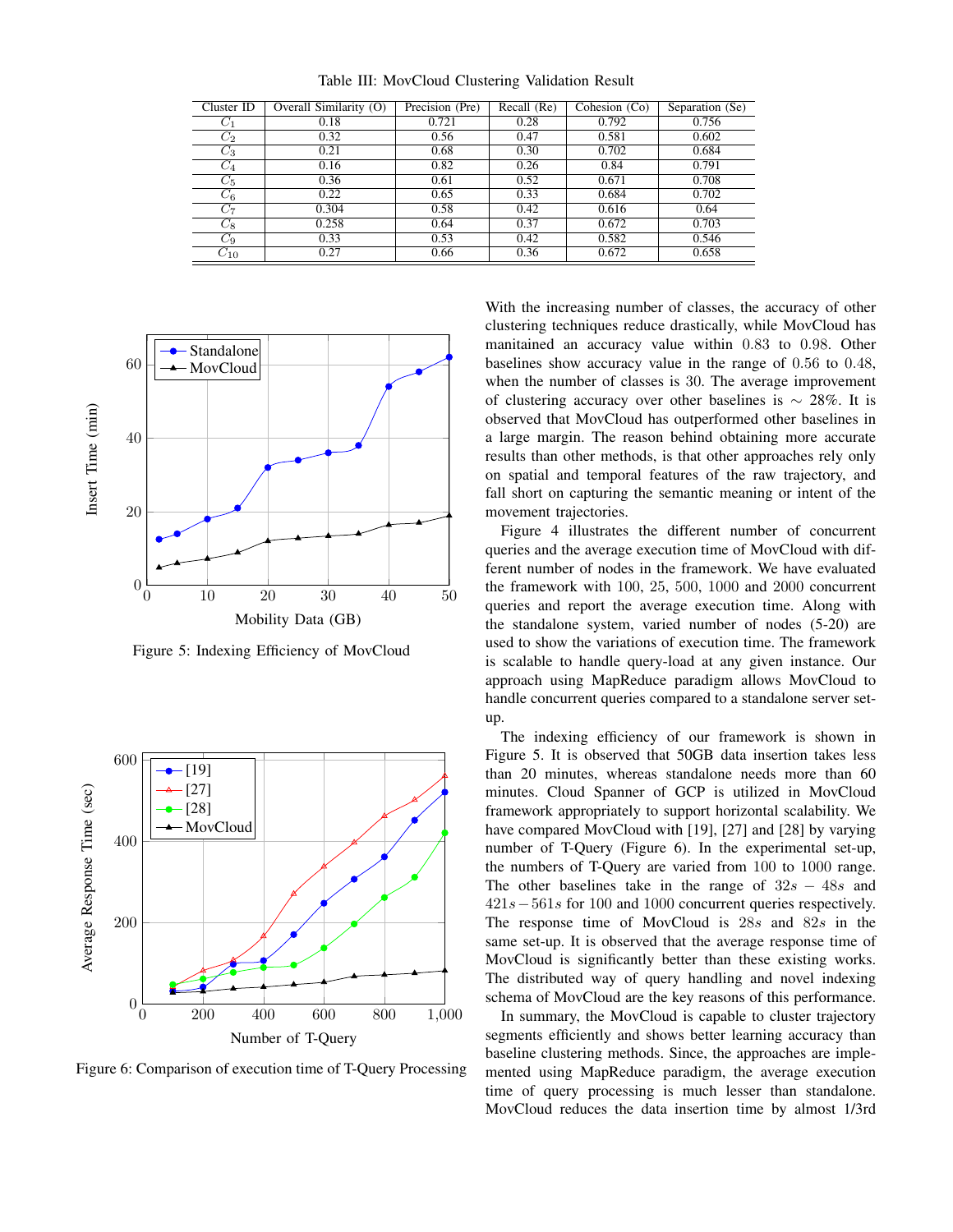Table III: MovCloud Clustering Validation Result

| Cluster ID | Overall Similarity (O) | Precision (Pre) | Recall (Re) | Cohesion (Co) | Separation (Se) |
|---|---|---|---|---|---|
| $C_1$ | 0.18 | 0.721 | 0.28 | 0.792 | 0.756 |
| $C_2$ | 0.32 | 0.56 | 0.47 | 0.581 | 0.602 |
| $C_3$ | 0.21 | 0.68 | 0.30 | 0.702 | 0.684 |
| $C_4$ | 0.16 | 0.82 | 0.26 | 0.84 | 0.791 |
| $C_5$ | 0.36 | 0.61 | 0.52 | 0.671 | 0.708 |
| $C_6$ | 0.22 | 0.65 | 0.33 | 0.684 | 0.702 |
| $C_7$ | 0.304 | 0.58 | 0.42 | 0.616 | 0.64 |
| $C_8$ | 0.258 | 0.64 | 0.37 | 0.672 | 0.703 |
| $C_9$ | 0.33 | 0.53 | 0.42 | 0.582 | 0.546 |
| $C_{10}$ | 0.27 | 0.66 | 0.36 | 0.672 | 0.658 |

Figure 5: Indexing Efficiency of MovCloud

Figure 6: Comparison of execution time of T-Query Processing

With the increasing number of classes, the accuracy of other clustering techniques reduce drastically, while MovCloud has manitained an accuracy value within 0.83 to 0.98. Other baselines show accuracy value in the range of 0.56 to 0.48, when the number of classes is 30. The average improvement of clustering accuracy over other baselines is $\sim$ 28%. It is observed that MovCloud has outperformed other baselines in a large margin. The reason behind obtaining more accurate results than other methods, is that other approaches rely only on spatial and temporal features of the raw trajectory, and fall short on capturing the semantic meaning or intent of the movement trajectories.

Figure 4 illustrates the different number of concurrent queries and the average execution time of MovCloud with different number of nodes in the framework. We have evaluated the framework with 100, 25, 500, 1000 and 2000 concurrent queries and report the average execution time. Along with the standalone system, varied number of nodes (5-20) are used to show the variations of execution time. The framework is scalable to handle query-load at any given instance. Our approach using MapReduce paradigm allows MovCloud to handle concurrent queries compared to a standalone server set-up.

The indexing efficiency of our framework is shown in Figure 5. It is observed that 50GB data insertion takes less than 20 minutes, whereas standalone needs more than 60 minutes. Cloud Spanner of GCP is utilized in MovCloud framework appropriately to support horizontal scalability. We have compared MovCloud with [19], [27] and [28] by varying number of T-Query (Figure 6). In the experimental set-up, the numbers of T-Query are varied from 100 to 1000 range. The other baselines take in the range of $32s - 48s$ and $421s - 561s$ for 100 and 1000 concurrent queries respectively. The response time of MovCloud is $28s$ and $82s$ in the same set-up. It is observed that the average response time of MovCloud is significantly better than these existing works. The distributed way of query handling and novel indexing schema of MovCloud are the key reasons of this performance.

In summary, the MovCloud is capable to cluster trajectory segments efficiently and shows better learning accuracy than baseline clustering methods. Since, the approaches are implemented using MapReduce paradigm, the average execution time of query processing is much lesser than standalone. MovCloud reduces the data insertion time by almost 1/3rd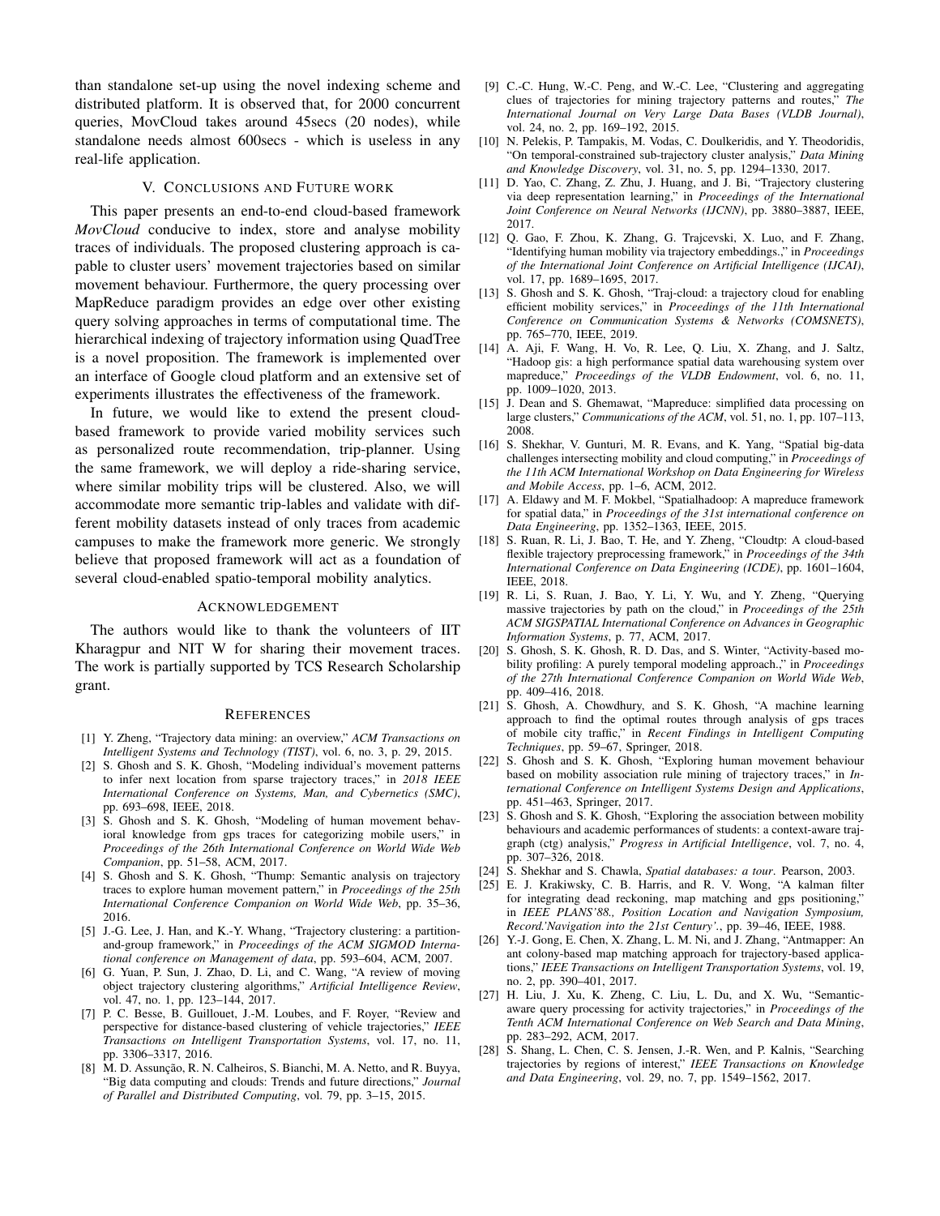than standalone set-up using the novel indexing scheme and distributed platform. It is observed that, for 2000 concurrent queries, MovCloud takes around 45secs (20 nodes), while standalone needs almost 600secs - which is useless in any real-life application.

## V. Conclusions and Future work

This paper presents an end-to-end cloud-based framework *MovCloud* conducive to index, store and analyse mobility traces of individuals. The proposed clustering approach is capable to cluster users' movement trajectories based on similar movement behaviour. Furthermore, the query processing over MapReduce paradigm provides an edge over other existing query solving approaches in terms of computational time. The hierarchical indexing of trajectory information using QuadTree is a novel proposition. The framework is implemented over an interface of Google cloud platform and an extensive set of experiments illustrates the effectiveness of the framework.

In future, we would like to extend the present cloud-based framework to provide varied mobility services such as personalized route recommendation, trip-planner. Using the same framework, we will deploy a ride-sharing service, where similar mobility trips will be clustered. Also, we will accommodate more semantic trip-lables and validate with different mobility datasets instead of only traces from academic campuses to make the framework more generic. We strongly believe that proposed framework will act as a foundation of several cloud-enabled spatio-temporal mobility analytics.

## Acknowledgement

The authors would like to thank the volunteers of IIT Kharagpur and NIT W for sharing their movement traces. The work is partially supported by TCS Research Scholarship grant.

## References

[1] Y. Zheng, "Trajectory data mining: an overview," *ACM Transactions on Intelligent Systems and Technology (TIST)*, vol. 6, no. 3, p. 29, 2015.

[2] S. Ghosh and S. K. Ghosh, "Modeling individual's movement patterns to infer next location from sparse trajectory traces," in *2018 IEEE International Conference on Systems, Man, and Cybernetics (SMC)*, pp. 693–698, IEEE, 2018.

[3] S. Ghosh and S. K. Ghosh, "Modeling of human movement behavioral knowledge from gps traces for categorizing mobile users," in *Proceedings of the 26th International Conference on World Wide Web Companion*, pp. 51–58, ACM, 2017.

[4] S. Ghosh and S. K. Ghosh, "Thump: Semantic analysis on trajectory traces to explore human movement pattern," in *Proceedings of the 25th International Conference Companion on World Wide Web*, pp. 35–36, 2016.

[5] J.-G. Lee, J. Han, and K.-Y. Whang, "Trajectory clustering: a partition-and-group framework," in *Proceedings of the ACM SIGMOD International conference on Management of data*, pp. 593–604, ACM, 2007.

[6] G. Yuan, P. Sun, J. Zhao, D. Li, and C. Wang, "A review of moving object trajectory clustering algorithms," *Artificial Intelligence Review*, vol. 47, no. 1, pp. 123–144, 2017.

[7] P. C. Besse, B. Guillouet, J.-M. Loubes, and F. Royer, "Review and perspective for distance-based clustering of vehicle trajectories," *IEEE Transactions on Intelligent Transportation Systems*, vol. 17, no. 11, pp. 3306–3317, 2016.

[8] M. D. Assunção, R. N. Calheiros, S. Bianchi, M. A. Netto, and R. Buyya, "Big data computing and clouds: Trends and future directions," *Journal of Parallel and Distributed Computing*, vol. 79, pp. 3–15, 2015.

[9] C.-C. Hung, W.-C. Peng, and W.-C. Lee, "Clustering and aggregating clues of trajectories for mining trajectory patterns and routes," *The International Journal on Very Large Data Bases (VLDB Journal)*, vol. 24, no. 2, pp. 169–192, 2015.

[10] N. Pelekis, P. Tampakis, M. Vodas, C. Doulkeridis, and Y. Theodoridis, "On temporal-constrained sub-trajectory cluster analysis," *Data Mining and Knowledge Discovery*, vol. 31, no. 5, pp. 1294–1330, 2017.

[11] D. Yao, C. Zhang, Z. Zhu, J. Huang, and J. Bi, "Trajectory clustering via deep representation learning," in *Proceedings of the International Joint Conference on Neural Networks (IJCNN)*, pp. 3880–3887, IEEE, 2017.

[12] Q. Gao, F. Zhou, K. Zhang, G. Trajcevski, X. Luo, and F. Zhang, "Identifying human mobility via trajectory embeddings.," in *Proceedings of the International Joint Conference on Artificial Intelligence (IJCAI)*, vol. 17, pp. 1689–1695, 2017.

[13] S. Ghosh and S. K. Ghosh, "Traj-cloud: a trajectory cloud for enabling efficient mobility services," in *Proceedings of the 11th International Conference on Communication Systems & Networks (COMSNETS)*, pp. 765–770, IEEE, 2019.

[14] A. Aji, F. Wang, H. Vo, R. Lee, Q. Liu, X. Zhang, and J. Saltz, "Hadoop gis: a high performance spatial data warehousing system over mapreduce," *Proceedings of the VLDB Endowment*, vol. 6, no. 11, pp. 1009–1020, 2013.

[15] J. Dean and S. Ghemawat, "Mapreduce: simplified data processing on large clusters," *Communications of the ACM*, vol. 51, no. 1, pp. 107–113, 2008.

[16] S. Shekhar, V. Gunturi, M. R. Evans, and K. Yang, "Spatial big-data challenges intersecting mobility and cloud computing," in *Proceedings of the 11th ACM International Workshop on Data Engineering for Wireless and Mobile Access*, pp. 1–6, ACM, 2012.

[17] A. Eldawy and M. F. Mokbel, "Spatialhadoop: A mapreduce framework for spatial data," in *Proceedings of the 31st international conference on Data Engineering*, pp. 1352–1363, IEEE, 2015.

[18] S. Ruan, R. Li, J. Bao, T. He, and Y. Zheng, "Cloudtp: A cloud-based flexible trajectory preprocessing framework," in *Proceedings of the 34th International Conference on Data Engineering (ICDE)*, pp. 1601–1604, IEEE, 2018.

[19] R. Li, S. Ruan, J. Bao, Y. Li, Y. Wu, and Y. Zheng, "Querying massive trajectories by path on the cloud," in *Proceedings of the 25th ACM SIGSPATIAL International Conference on Advances in Geographic Information Systems*, p. 77, ACM, 2017.

[20] S. Ghosh, S. K. Ghosh, R. D. Das, and S. Winter, "Activity-based mobility profiling: A purely temporal modeling approach.," in *Proceedings of the 27th International Conference Companion on World Wide Web*, pp. 409–416, 2018.

[21] S. Ghosh, A. Chowdhury, and S. K. Ghosh, "A machine learning approach to find the optimal routes through analysis of gps traces of mobile city traffic," in *Recent Findings in Intelligent Computing Techniques*, pp. 59–67, Springer, 2018.

[22] S. Ghosh and S. K. Ghosh, "Exploring human movement behaviour based on mobility association rule mining of trajectory traces," in *International Conference on Intelligent Systems Design and Applications*, pp. 451–463, Springer, 2017.

[23] S. Ghosh and S. K. Ghosh, "Exploring the association between mobility behaviours and academic performances of students: a context-aware trajgraph (ctg) analysis," *Progress in Artificial Intelligence*, vol. 7, no. 4, pp. 307–326, 2018.

[24] S. Shekhar and S. Chawla, *Spatial databases: a tour*. Pearson, 2003.

[25] E. J. Krakiwsky, C. B. Harris, and R. V. Wong, "A kalman filter for integrating dead reckoning, map matching and gps positioning," in *IEEE PLANS'88., Position Location and Navigation Symposium, Record.'Navigation into the 21st Century'.*, pp. 39–46, IEEE, 1988.

[26] Y.-J. Gong, E. Chen, X. Zhang, L. M. Ni, and J. Zhang, "Antmapper: An ant colony-based map matching approach for trajectory-based applications," *IEEE Transactions on Intelligent Transportation Systems*, vol. 19, no. 2, pp. 390–401, 2017.

[27] H. Liu, J. Xu, K. Zheng, C. Liu, L. Du, and X. Wu, "Semantic-aware query processing for activity trajectories," in *Proceedings of the Tenth ACM International Conference on Web Search and Data Mining*, pp. 283–292, ACM, 2017.

[28] S. Shang, L. Chen, C. S. Jensen, J.-R. Wen, and P. Kalnis, "Searching trajectories by regions of interest," *IEEE Transactions on Knowledge and Data Engineering*, vol. 29, no. 7, pp. 1549–1562, 2017.